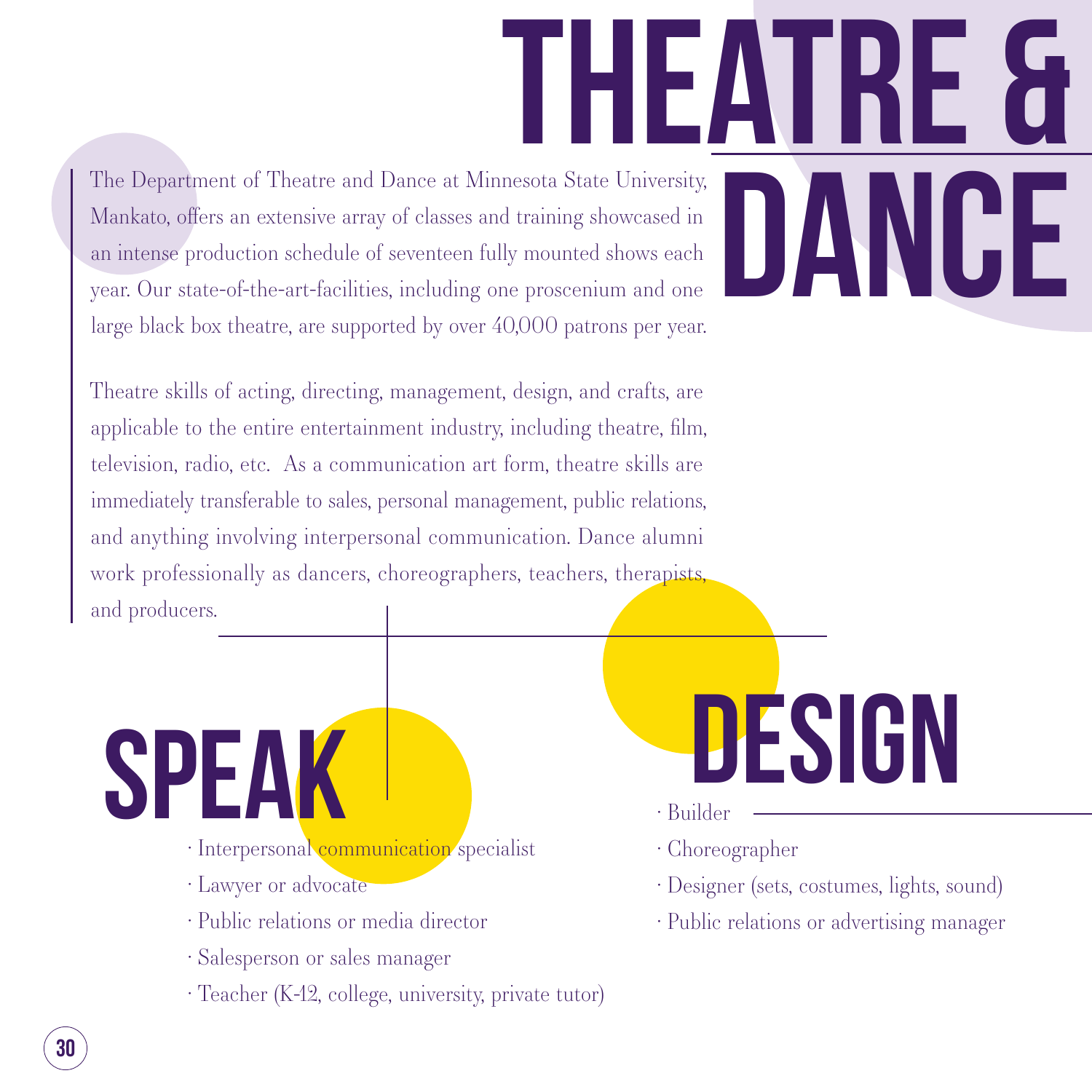# THEATRE & DANCE

The Department of Theatre and Dance at Minnesota State University, Mankato, offers an extensive array of classes and training showcased in an intense production schedule of seventeen fully mounted shows each year. Our state-of-the-art-facilities, including one proscenium and one large black box theatre, are supported by over 40,000 patrons per year.

Theatre skills of acting, directing, management, design, and crafts, are applicable to the entire entertainment industry, including theatre, film, television, radio, etc. As a communication art form, theatre skills are immediately transferable to sales, personal management, public relations, and anything involving interpersonal communication. Dance alumni work professionally as dancers, choreographers, teachers, therapists, and producers.

## SPEAK

- Interpersonal communication specialist
- Lawyer or advocate
- Public relations or media director
- Salesperson or sales manager
- Teacher (K-12, college, university, private tutor)

## DESIGN

- Builder
- Choreographer
- Designer (sets, costumes, lights, sound)
- Public relations or advertising manager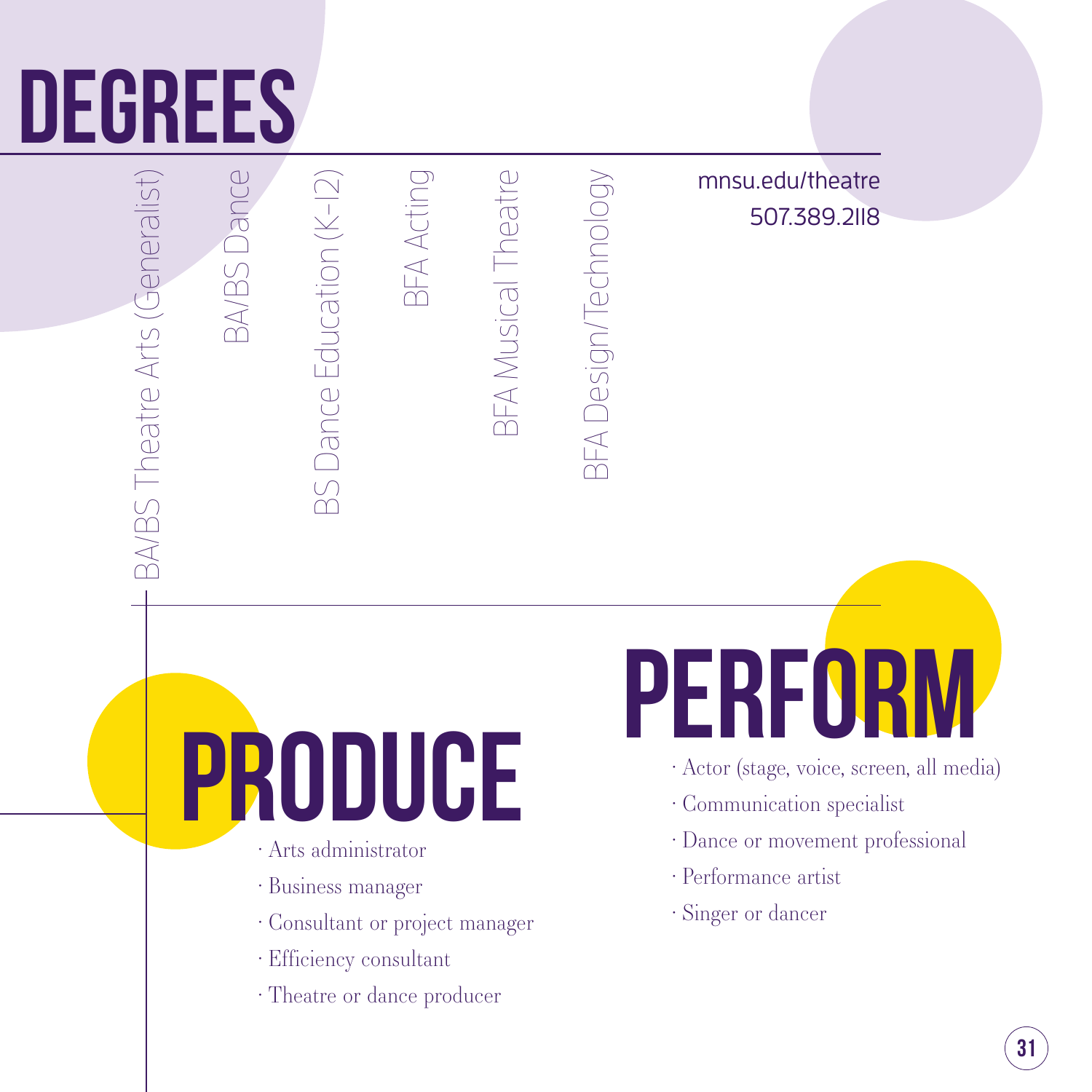# DEGREES

- BA/BS Theatre Arts (Generalist)
- BA/BS Dance
- BS Dance Education (K–12)
- BFA Acting
- BFA Musical Theatre
- BFA Design/Technology

mnsu.edu/theatre
507.389.2118

## PRODUCE

- Arts administrator
- Business manager
- Consultant or project manager
- Efficiency consultant
- Theatre or dance producer

## PERFORM

- Actor (stage, voice, screen, all media)
- Communication specialist
- Dance or movement professional
- Performance artist
- Singer or dancer